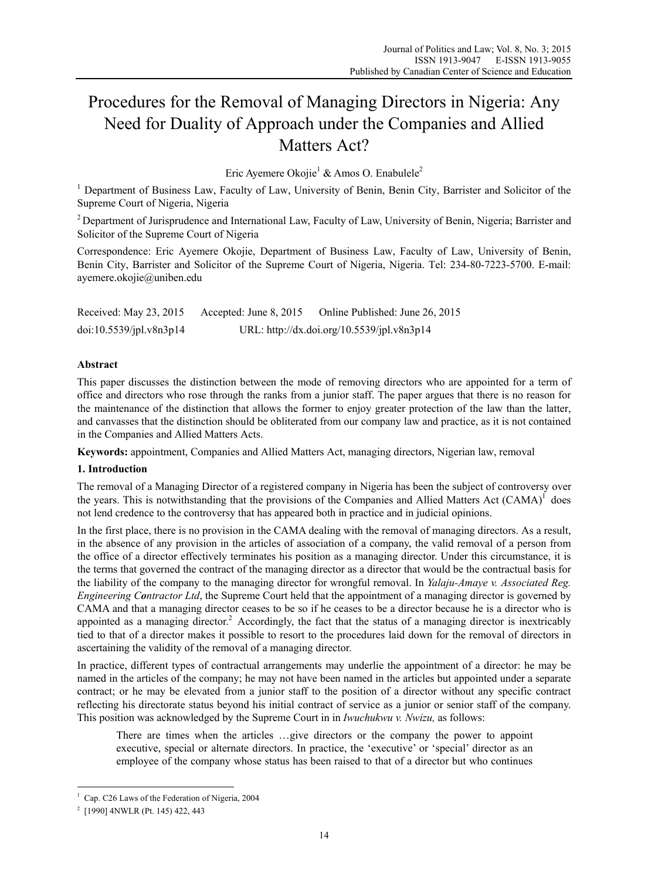# Procedures for the Removal of Managing Directors in Nigeria: Any Need for Duality of Approach under the Companies and Allied Matters Act?

Eric Ayemere Okojie[1] & Amos O. Enabulele[2]

[1] Department of Business Law, Faculty of Law, University of Benin, Benin City, Barrister and Solicitor of the Supreme Court of Nigeria, Nigeria

[2] Department of Jurisprudence and International Law, Faculty of Law, University of Benin, Nigeria; Barrister and Solicitor of the Supreme Court of Nigeria

Correspondence: Eric Ayemere Okojie, Department of Business Law, Faculty of Law, University of Benin, Benin City, Barrister and Solicitor of the Supreme Court of Nigeria, Nigeria. Tel: 234-80-7223-5700. E-mail: ayemere.okojie@uniben.edu

Received: May 23, 2015 Accepted: June 8, 2015 Online Published: June 26, 2015

doi:10.5539/jpl.v8n3p14 URL: http://dx.doi.org/10.5539/jpl.v8n3p14

## Abstract

This paper discusses the distinction between the mode of removing directors who are appointed for a term of office and directors who rose through the ranks from a junior staff. The paper argues that there is no reason for the maintenance of the distinction that allows the former to enjoy greater protection of the law than the latter, and canvasses that the distinction should be obliterated from our company law and practice, as it is not contained in the Companies and Allied Matters Acts.

**Keywords:** appointment, Companies and Allied Matters Act, managing directors, Nigerian law, removal

## 1. Introduction

The removal of a Managing Director of a registered company in Nigeria has been the subject of controversy over the years. This is notwithstanding that the provisions of the Companies and Allied Matters Act (CAMA)[1] does not lend credence to the controversy that has appeared both in practice and in judicial opinions.

In the first place, there is no provision in the CAMA dealing with the removal of managing directors. As a result, in the absence of any provision in the articles of association of a company, the valid removal of a person from the office of a director effectively terminates his position as a managing director. Under this circumstance, it is the terms that governed the contract of the managing director as a director that would be the contractual basis for the liability of the company to the managing director for wrongful removal. In *Yalaju-Amaye v. Associated Reg. Engineering Contractor Ltd*, the Supreme Court held that the appointment of a managing director is governed by CAMA and that a managing director ceases to be so if he ceases to be a director because he is a director who is appointed as a managing director.[2] Accordingly, the fact that the status of a managing director is inextricably tied to that of a director makes it possible to resort to the procedures laid down for the removal of directors in ascertaining the validity of the removal of a managing director.

In practice, different types of contractual arrangements may underlie the appointment of a director: he may be named in the articles of the company; he may not have been named in the articles but appointed under a separate contract; or he may be elevated from a junior staff to the position of a director without any specific contract reflecting his directorate status beyond his initial contract of service as a junior or senior staff of the company. This position was acknowledged by the Supreme Court in in *Iwuchukwu v. Nwizu,* as follows:

> There are times when the articles …give directors or the company the power to appoint executive, special or alternate directors. In practice, the 'executive' or 'special' director as an employee of the company whose status has been raised to that of a director but who continues

---

[1] Cap. C26 Laws of the Federation of Nigeria, 2004

[2] [1990] 4NWLR (Pt. 145) 422, 443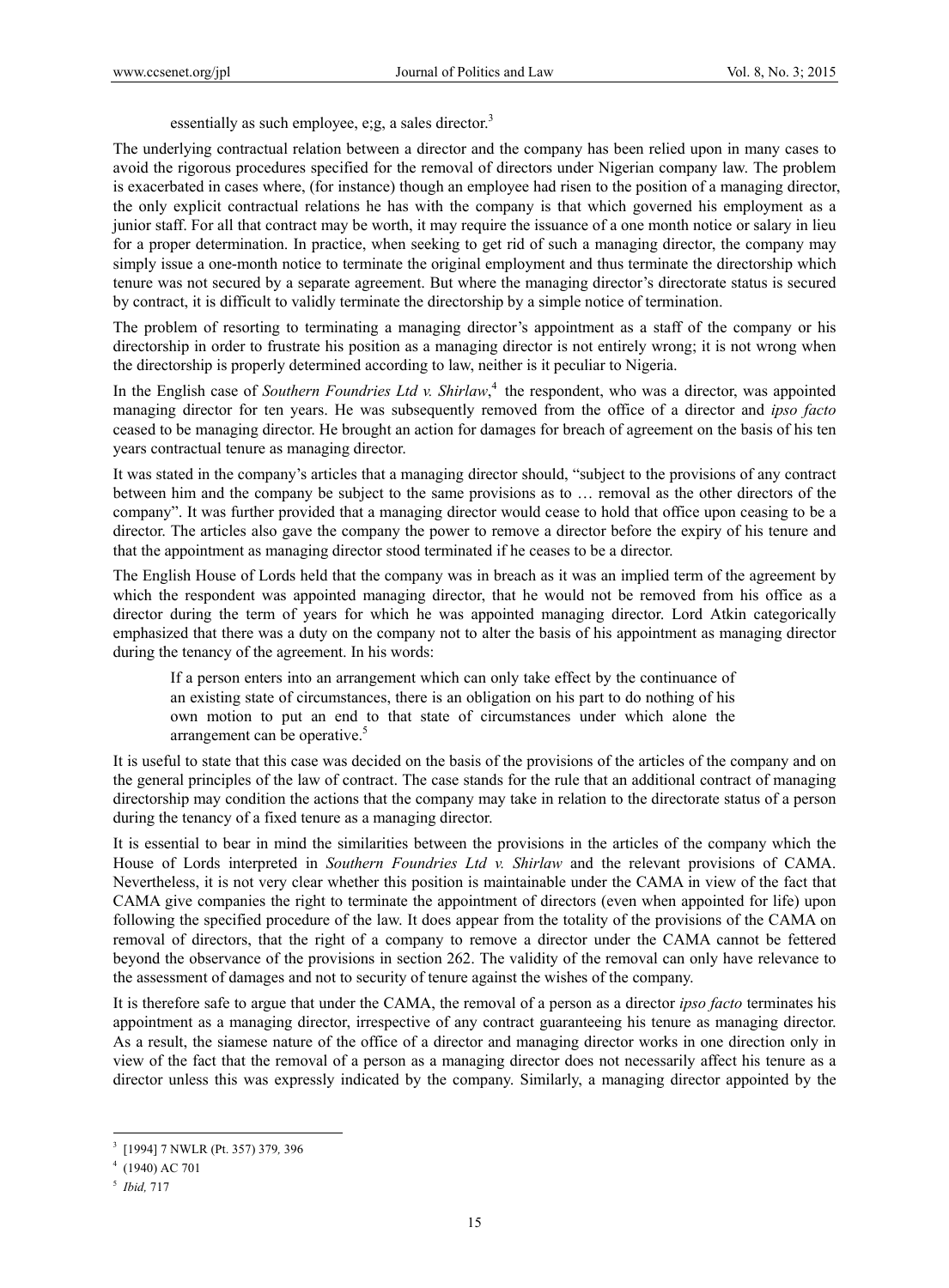essentially as such employee, e;g, a sales director.[3]

The underlying contractual relation between a director and the company has been relied upon in many cases to avoid the rigorous procedures specified for the removal of directors under Nigerian company law. The problem is exacerbated in cases where, (for instance) though an employee had risen to the position of a managing director, the only explicit contractual relations he has with the company is that which governed his employment as a junior staff. For all that contract may be worth, it may require the issuance of a one month notice or salary in lieu for a proper determination. In practice, when seeking to get rid of such a managing director, the company may simply issue a one-month notice to terminate the original employment and thus terminate the directorship which tenure was not secured by a separate agreement. But where the managing director's directorate status is secured by contract, it is difficult to validly terminate the directorship by a simple notice of termination.

The problem of resorting to terminating a managing director's appointment as a staff of the company or his directorship in order to frustrate his position as a managing director is not entirely wrong; it is not wrong when the directorship is properly determined according to law, neither is it peculiar to Nigeria.

In the English case of *Southern Foundries Ltd v. Shirlaw*,[4] the respondent, who was a director, was appointed managing director for ten years. He was subsequently removed from the office of a director and *ipso facto* ceased to be managing director. He brought an action for damages for breach of agreement on the basis of his ten years contractual tenure as managing director.

It was stated in the company's articles that a managing director should, "subject to the provisions of any contract between him and the company be subject to the same provisions as to … removal as the other directors of the company". It was further provided that a managing director would cease to hold that office upon ceasing to be a director. The articles also gave the company the power to remove a director before the expiry of his tenure and that the appointment as managing director stood terminated if he ceases to be a director.

The English House of Lords held that the company was in breach as it was an implied term of the agreement by which the respondent was appointed managing director, that he would not be removed from his office as a director during the term of years for which he was appointed managing director. Lord Atkin categorically emphasized that there was a duty on the company not to alter the basis of his appointment as managing director during the tenancy of the agreement. In his words:

> If a person enters into an arrangement which can only take effect by the continuance of an existing state of circumstances, there is an obligation on his part to do nothing of his own motion to put an end to that state of circumstances under which alone the arrangement can be operative.[5]

It is useful to state that this case was decided on the basis of the provisions of the articles of the company and on the general principles of the law of contract. The case stands for the rule that an additional contract of managing directorship may condition the actions that the company may take in relation to the directorate status of a person during the tenancy of a fixed tenure as a managing director.

It is essential to bear in mind the similarities between the provisions in the articles of the company which the House of Lords interpreted in *Southern Foundries Ltd v. Shirlaw* and the relevant provisions of CAMA. Nevertheless, it is not very clear whether this position is maintainable under the CAMA in view of the fact that CAMA give companies the right to terminate the appointment of directors (even when appointed for life) upon following the specified procedure of the law. It does appear from the totality of the provisions of the CAMA on removal of directors, that the right of a company to remove a director under the CAMA cannot be fettered beyond the observance of the provisions in section 262. The validity of the removal can only have relevance to the assessment of damages and not to security of tenure against the wishes of the company.

It is therefore safe to argue that under the CAMA, the removal of a person as a director *ipso facto* terminates his appointment as a managing director, irrespective of any contract guaranteeing his tenure as managing director. As a result, the siamese nature of the office of a director and managing director works in one direction only in view of the fact that the removal of a person as a managing director does not necessarily affect his tenure as a director unless this was expressly indicated by the company. Similarly, a managing director appointed by the

---

[3] [1994] 7 NWLR (Pt. 357) 379*,* 396

[4] (1940) AC 701

[5] *Ibid,* 717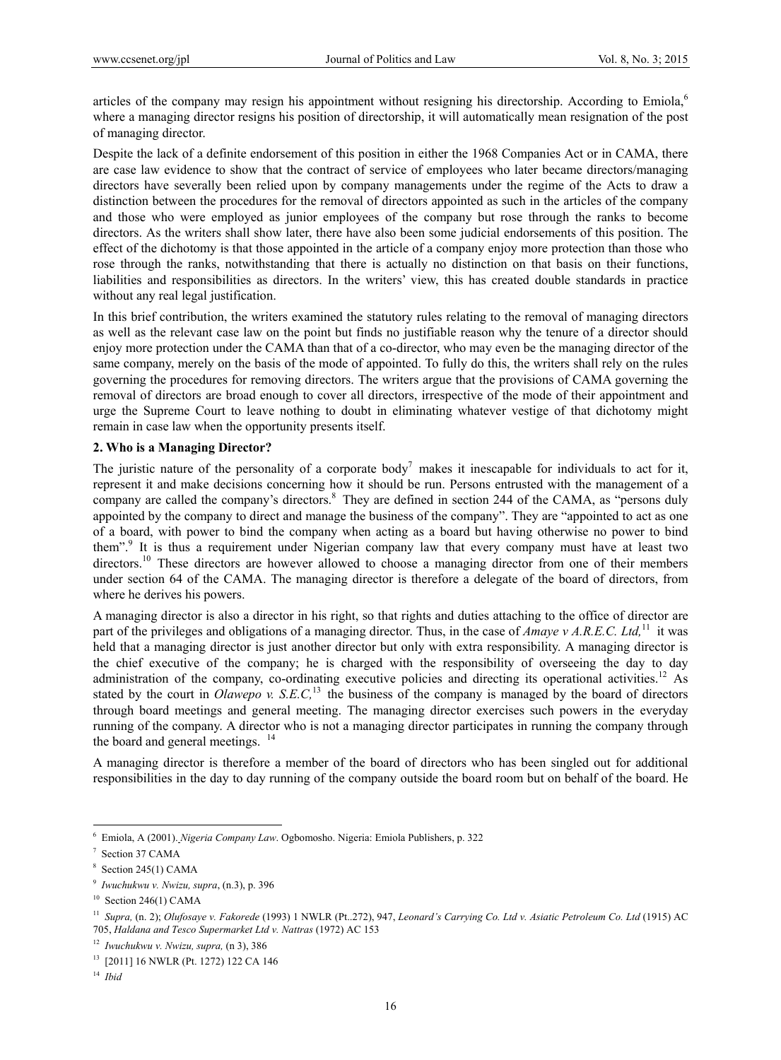articles of the company may resign his appointment without resigning his directorship. According to Emiola,[6] where a managing director resigns his position of directorship, it will automatically mean resignation of the post of managing director.

Despite the lack of a definite endorsement of this position in either the 1968 Companies Act or in CAMA, there are case law evidence to show that the contract of service of employees who later became directors/managing directors have severally been relied upon by company managements under the regime of the Acts to draw a distinction between the procedures for the removal of directors appointed as such in the articles of the company and those who were employed as junior employees of the company but rose through the ranks to become directors. As the writers shall show later, there have also been some judicial endorsements of this position. The effect of the dichotomy is that those appointed in the article of a company enjoy more protection than those who rose through the ranks, notwithstanding that there is actually no distinction on that basis on their functions, liabilities and responsibilities as directors. In the writers' view, this has created double standards in practice without any real legal justification.

In this brief contribution, the writers examined the statutory rules relating to the removal of managing directors as well as the relevant case law on the point but finds no justifiable reason why the tenure of a director should enjoy more protection under the CAMA than that of a co-director, who may even be the managing director of the same company, merely on the basis of the mode of appointed. To fully do this, the writers shall rely on the rules governing the procedures for removing directors. The writers argue that the provisions of CAMA governing the removal of directors are broad enough to cover all directors, irrespective of the mode of their appointment and urge the Supreme Court to leave nothing to doubt in eliminating whatever vestige of that dichotomy might remain in case law when the opportunity presents itself.

## 2. Who is a Managing Director?

The juristic nature of the personality of a corporate body[7] makes it inescapable for individuals to act for it, represent it and make decisions concerning how it should be run. Persons entrusted with the management of a company are called the company's directors.[8] They are defined in section 244 of the CAMA, as "persons duly appointed by the company to direct and manage the business of the company". They are "appointed to act as one of a board, with power to bind the company when acting as a board but having otherwise no power to bind them".[9] It is thus a requirement under Nigerian company law that every company must have at least two directors.[10] These directors are however allowed to choose a managing director from one of their members under section 64 of the CAMA. The managing director is therefore a delegate of the board of directors, from where he derives his powers.

A managing director is also a director in his right, so that rights and duties attaching to the office of director are part of the privileges and obligations of a managing director. Thus, in the case of *Amaye v A.R.E.C. Ltd,*[11] it was held that a managing director is just another director but only with extra responsibility. A managing director is the chief executive of the company; he is charged with the responsibility of overseeing the day to day administration of the company, co-ordinating executive policies and directing its operational activities.[12] As stated by the court in *Olawepo v. S.E.C,*[13] the business of the company is managed by the board of directors through board meetings and general meeting. The managing director exercises such powers in the everyday running of the company. A director who is not a managing director participates in running the company through the board and general meetings.[14]

A managing director is therefore a member of the board of directors who has been singled out for additional responsibilities in the day to day running of the company outside the board room but on behalf of the board. He

---

[6] Emiola, A (2001). *Nigeria Company Law*. Ogbomosho. Nigeria: Emiola Publishers, p. 322

[7] Section 37 CAMA

[8] Section 245(1) CAMA

[9] *Iwuchukwu v. Nwizu, supra*, (n.3), p. 396

[10] Section 246(1) CAMA

[11] *Supra,* (n. 2); *Olufosaye v. Fakorede* (1993) 1 NWLR (Pt..272), 947, *Leonard's Carrying Co. Ltd v. Asiatic Petroleum Co. Ltd* (1915) AC 705, *Haldana and Tesco Supermarket Ltd v. Nattras* (1972) AC 153

[12] *Iwuchukwu v. Nwizu, supra,* (n 3), 386

[13] [2011] 16 NWLR (Pt. 1272) 122 CA 146

[14] *Ibid*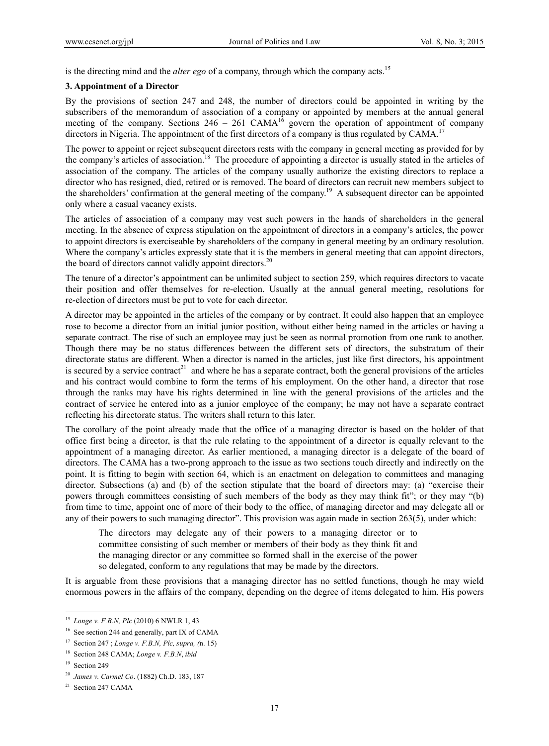is the directing mind and the *alter ego* of a company, through which the company acts.[15]

**3. Appointment of a Director**

By the provisions of section 247 and 248, the number of directors could be appointed in writing by the subscribers of the memorandum of association of a company or appointed by members at the annual general meeting of the company. Sections 246 – 261 CAMA[16] govern the operation of appointment of company directors in Nigeria. The appointment of the first directors of a company is thus regulated by CAMA.[17]

The power to appoint or reject subsequent directors rests with the company in general meeting as provided for by the company's articles of association.[18] The procedure of appointing a director is usually stated in the articles of association of the company. The articles of the company usually authorize the existing directors to replace a director who has resigned, died, retired or is removed. The board of directors can recruit new members subject to the shareholders' confirmation at the general meeting of the company.[19] A subsequent director can be appointed only where a casual vacancy exists.

The articles of association of a company may vest such powers in the hands of shareholders in the general meeting. In the absence of express stipulation on the appointment of directors in a company's articles, the power to appoint directors is exerciseable by shareholders of the company in general meeting by an ordinary resolution. Where the company's articles expressly state that it is the members in general meeting that can appoint directors, the board of directors cannot validly appoint directors.[20]

The tenure of a director's appointment can be unlimited subject to section 259, which requires directors to vacate their position and offer themselves for re-election. Usually at the annual general meeting, resolutions for re-election of directors must be put to vote for each director.

A director may be appointed in the articles of the company or by contract. It could also happen that an employee rose to become a director from an initial junior position, without either being named in the articles or having a separate contract. The rise of such an employee may just be seen as normal promotion from one rank to another. Though there may be no status differences between the different sets of directors, the substratum of their directorate status are different. When a director is named in the articles, just like first directors, his appointment is secured by a service contract[21] and where he has a separate contract, both the general provisions of the articles and his contract would combine to form the terms of his employment. On the other hand, a director that rose through the ranks may have his rights determined in line with the general provisions of the articles and the contract of service he entered into as a junior employee of the company; he may not have a separate contract reflecting his directorate status. The writers shall return to this later.

The corollary of the point already made that the office of a managing director is based on the holder of that office first being a director, is that the rule relating to the appointment of a director is equally relevant to the appointment of a managing director. As earlier mentioned, a managing director is a delegate of the board of directors. The CAMA has a two-prong approach to the issue as two sections touch directly and indirectly on the point. It is fitting to begin with section 64, which is an enactment on delegation to committees and managing director. Subsections (a) and (b) of the section stipulate that the board of directors may: (a) "exercise their powers through committees consisting of such members of the body as they may think fit"; or they may "(b) from time to time, appoint one of more of their body to the office, of managing director and may delegate all or any of their powers to such managing director". This provision was again made in section 263(5), under which:

> The directors may delegate any of their powers to a managing director or to committee consisting of such member or members of their body as they think fit and the managing director or any committee so formed shall in the exercise of the power so delegated, conform to any regulations that may be made by the directors.

It is arguable from these provisions that a managing director has no settled functions, though he may wield enormous powers in the affairs of the company, depending on the degree of items delegated to him. His powers

---

[15] *Longe v. F.B.N, Plc* (2010) 6 NWLR 1, 43

[16] See section 244 and generally, part IX of CAMA

[17] Section 247 ; *Longe v. F.B.N, Plc, supra, (*n. 15)

[18] Section 248 CAMA; *Longe v. F.B.N*, *ibid*

[19] Section 249

[20] *James v. Carmel Co*. (1882) Ch.D. 183, 187

[21] Section 247 CAMA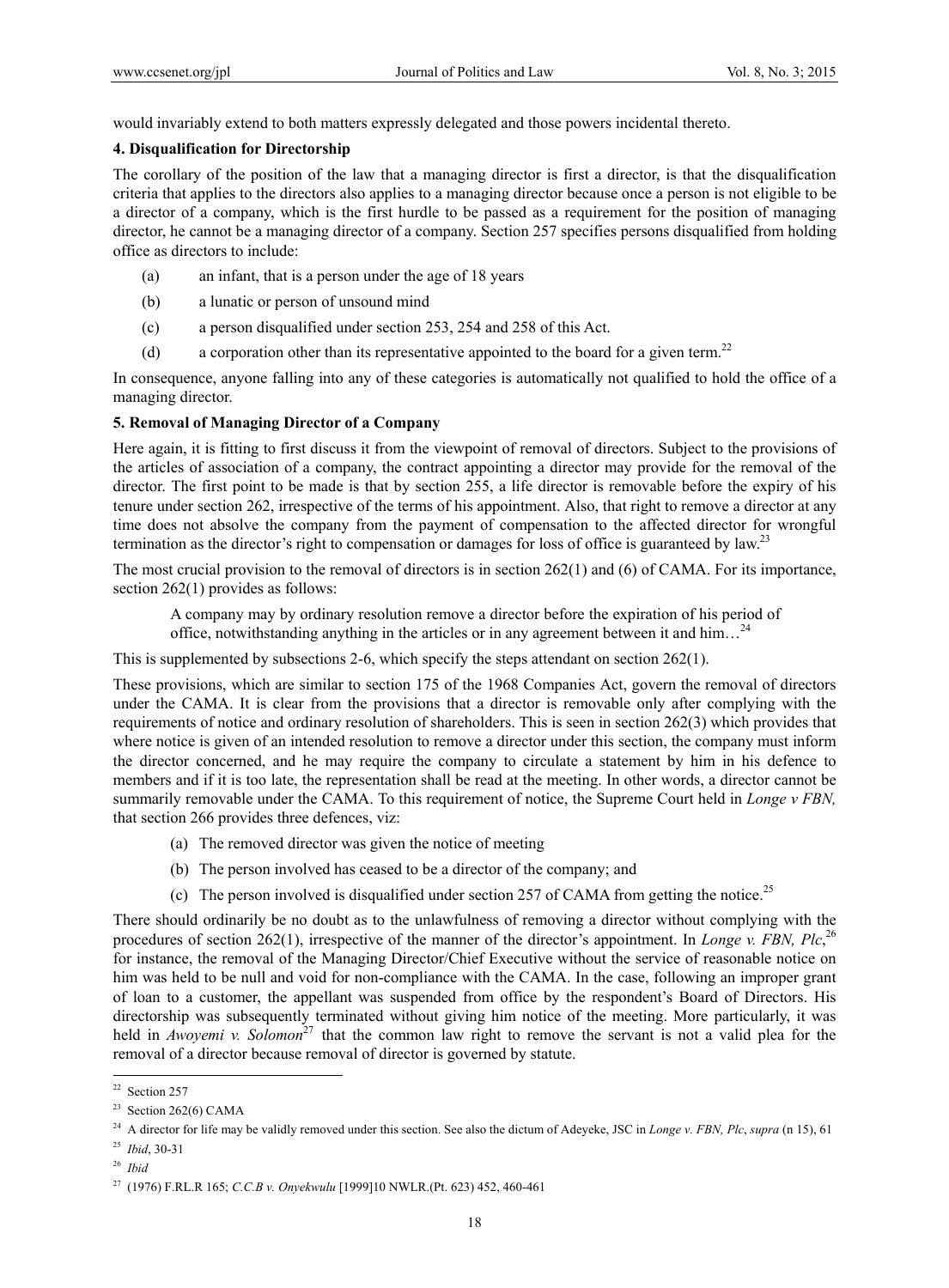would invariably extend to both matters expressly delegated and those powers incidental thereto.

### 4. Disqualification for Directorship

The corollary of the position of the law that a managing director is first a director, is that the disqualification criteria that applies to the directors also applies to a managing director because once a person is not eligible to be a director of a company, which is the first hurdle to be passed as a requirement for the position of managing director, he cannot be a managing director of a company. Section 257 specifies persons disqualified from holding office as directors to include:

(a) an infant, that is a person under the age of 18 years

(b) a lunatic or person of unsound mind

(c) a person disqualified under section 253, 254 and 258 of this Act.

(d) a corporation other than its representative appointed to the board for a given term.[22]

In consequence, anyone falling into any of these categories is automatically not qualified to hold the office of a managing director.

### 5. Removal of Managing Director of a Company

Here again, it is fitting to first discuss it from the viewpoint of removal of directors. Subject to the provisions of the articles of association of a company, the contract appointing a director may provide for the removal of the director. The first point to be made is that by section 255, a life director is removable before the expiry of his tenure under section 262, irrespective of the terms of his appointment. Also, that right to remove a director at any time does not absolve the company from the payment of compensation to the affected director for wrongful termination as the director's right to compensation or damages for loss of office is guaranteed by law.[23]

The most crucial provision to the removal of directors is in section 262(1) and (6) of CAMA. For its importance, section 262(1) provides as follows:

> A company may by ordinary resolution remove a director before the expiration of his period of office, notwithstanding anything in the articles or in any agreement between it and him…[24]

This is supplemented by subsections 2-6, which specify the steps attendant on section 262(1).

These provisions, which are similar to section 175 of the 1968 Companies Act, govern the removal of directors under the CAMA. It is clear from the provisions that a director is removable only after complying with the requirements of notice and ordinary resolution of shareholders. This is seen in section 262(3) which provides that where notice is given of an intended resolution to remove a director under this section, the company must inform the director concerned, and he may require the company to circulate a statement by him in his defence to members and if it is too late, the representation shall be read at the meeting. In other words, a director cannot be summarily removable under the CAMA. To this requirement of notice, the Supreme Court held in *Longe v FBN,* that section 266 provides three defences, viz:

(a) The removed director was given the notice of meeting

(b) The person involved has ceased to be a director of the company; and

(c) The person involved is disqualified under section 257 of CAMA from getting the notice.[25]

There should ordinarily be no doubt as to the unlawfulness of removing a director without complying with the procedures of section 262(1), irrespective of the manner of the director's appointment. In *Longe v. FBN, Plc*,[26] for instance, the removal of the Managing Director/Chief Executive without the service of reasonable notice on him was held to be null and void for non-compliance with the CAMA. In the case, following an improper grant of loan to a customer, the appellant was suspended from office by the respondent's Board of Directors. His directorship was subsequently terminated without giving him notice of the meeting. More particularly, it was held in *Awoyemi v. Solomon*[27] that the common law right to remove the servant is not a valid plea for the removal of a director because removal of director is governed by statute.

---

[22] Section 257

[23] Section 262(6) CAMA

[24] A director for life may be validly removed under this section. See also the dictum of Adeyeke, JSC in *Longe v. FBN, Plc*, *supra* (n 15), 61

[25] *Ibid*, 30-31

[26] *Ibid*

[27] (1976) F.RL.R 165; *C.C.B v. Onyekwulu* [1999]10 NWLR.(Pt. 623) 452, 460-461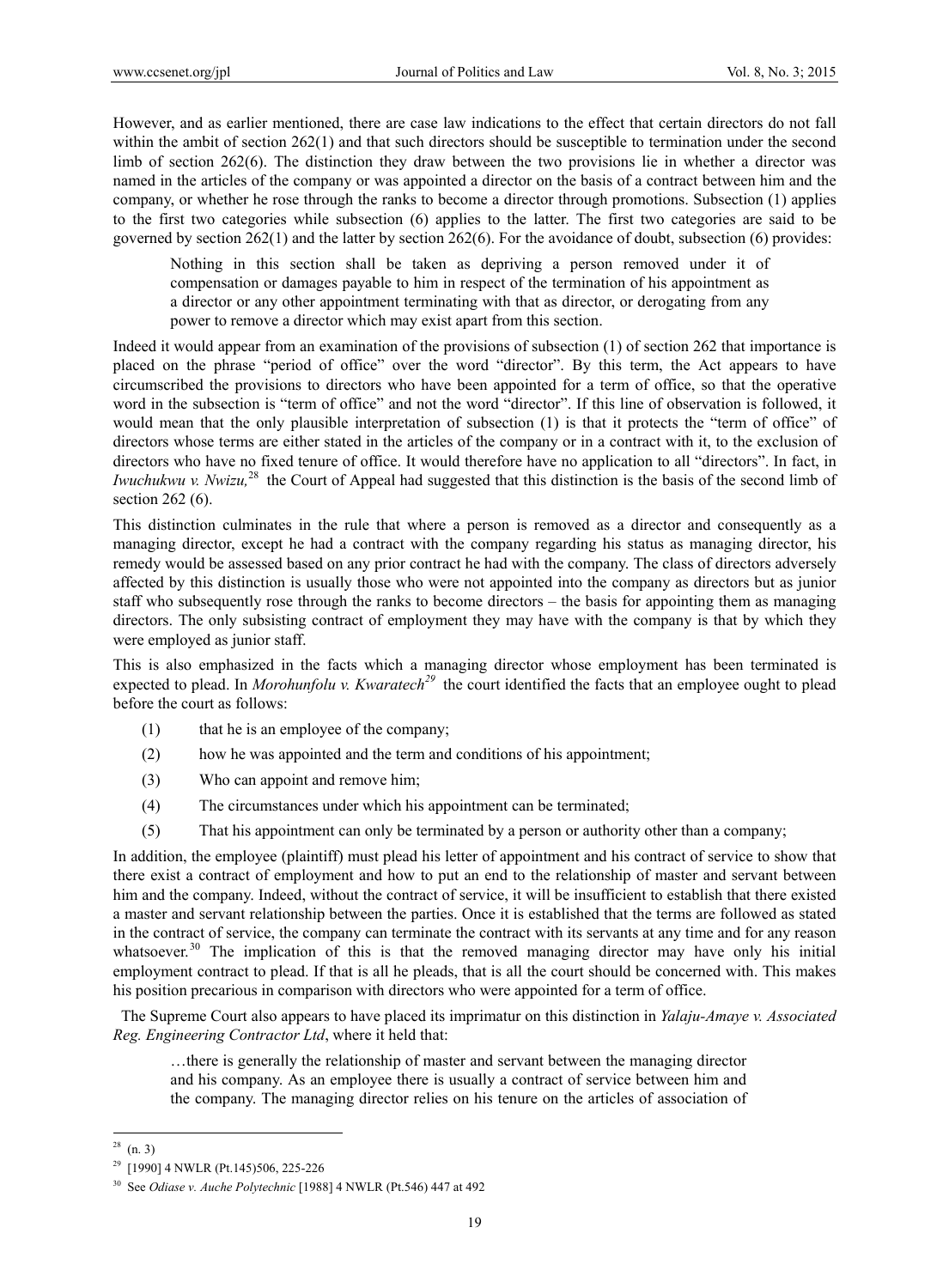However, and as earlier mentioned, there are case law indications to the effect that certain directors do not fall within the ambit of section 262(1) and that such directors should be susceptible to termination under the second limb of section 262(6). The distinction they draw between the two provisions lie in whether a director was named in the articles of the company or was appointed a director on the basis of a contract between him and the company, or whether he rose through the ranks to become a director through promotions. Subsection (1) applies to the first two categories while subsection (6) applies to the latter. The first two categories are said to be governed by section 262(1) and the latter by section 262(6). For the avoidance of doubt, subsection (6) provides:

> Nothing in this section shall be taken as depriving a person removed under it of compensation or damages payable to him in respect of the termination of his appointment as a director or any other appointment terminating with that as director, or derogating from any power to remove a director which may exist apart from this section.

Indeed it would appear from an examination of the provisions of subsection (1) of section 262 that importance is placed on the phrase "period of office" over the word "director". By this term, the Act appears to have circumscribed the provisions to directors who have been appointed for a term of office, so that the operative word in the subsection is "term of office" and not the word "director". If this line of observation is followed, it would mean that the only plausible interpretation of subsection (1) is that it protects the "term of office" of directors whose terms are either stated in the articles of the company or in a contract with it, to the exclusion of directors who have no fixed tenure of office. It would therefore have no application to all "directors". In fact, in *Iwuchukwu v. Nwizu,*[28] the Court of Appeal had suggested that this distinction is the basis of the second limb of section 262 (6).

This distinction culminates in the rule that where a person is removed as a director and consequently as a managing director, except he had a contract with the company regarding his status as managing director, his remedy would be assessed based on any prior contract he had with the company. The class of directors adversely affected by this distinction is usually those who were not appointed into the company as directors but as junior staff who subsequently rose through the ranks to become directors – the basis for appointing them as managing directors. The only subsisting contract of employment they may have with the company is that by which they were employed as junior staff.

This is also emphasized in the facts which a managing director whose employment has been terminated is expected to plead. In *Morohunfolu v. Kwaratech*[29] the court identified the facts that an employee ought to plead before the court as follows:

(1) that he is an employee of the company;

(2) how he was appointed and the term and conditions of his appointment;

(3) Who can appoint and remove him;

(4) The circumstances under which his appointment can be terminated;

(5) That his appointment can only be terminated by a person or authority other than a company;

In addition, the employee (plaintiff) must plead his letter of appointment and his contract of service to show that there exist a contract of employment and how to put an end to the relationship of master and servant between him and the company. Indeed, without the contract of service, it will be insufficient to establish that there existed a master and servant relationship between the parties. Once it is established that the terms are followed as stated in the contract of service, the company can terminate the contract with its servants at any time and for any reason whatsoever.[30] The implication of this is that the removed managing director may have only his initial employment contract to plead. If that is all he pleads, that is all the court should be concerned with. This makes his position precarious in comparison with directors who were appointed for a term of office.

The Supreme Court also appears to have placed its imprimatur on this distinction in *Yalaju-Amaye v. Associated Reg. Engineering Contractor Ltd*, where it held that:

> …there is generally the relationship of master and servant between the managing director and his company. As an employee there is usually a contract of service between him and the company. The managing director relies on his tenure on the articles of association of

---

[28] (n. 3)

[29] [1990] 4 NWLR (Pt.145)506, 225-226

[30] See *Odiase v. Auche Polytechnic* [1988] 4 NWLR (Pt.546) 447 at 492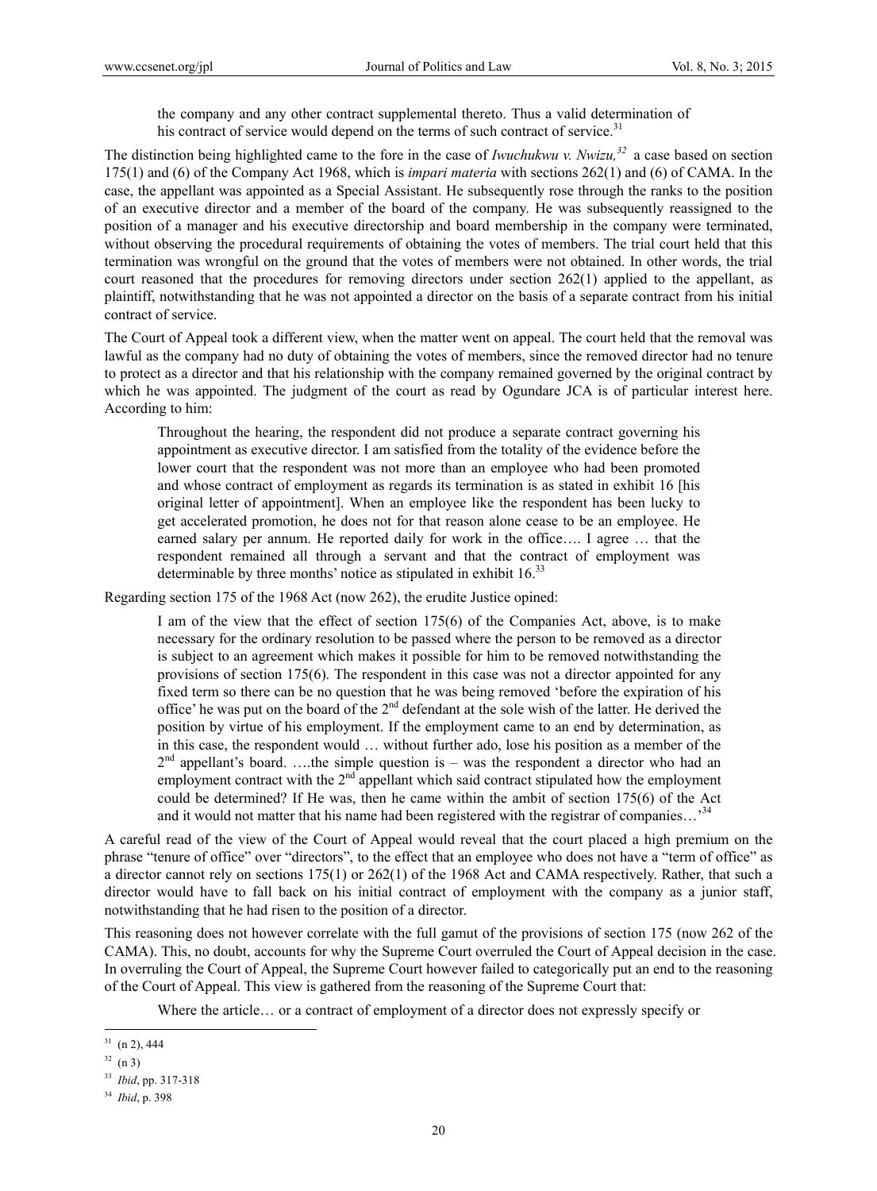> the company and any other contract supplemental thereto. Thus a valid determination of his contract of service would depend on the terms of such contract of service.[31]

The distinction being highlighted came to the fore in the case of *Iwuchukwu v. Nwizu,*[32] a case based on section 175(1) and (6) of the Company Act 1968, which is *impari materia* with sections 262(1) and (6) of CAMA. In the case, the appellant was appointed as a Special Assistant. He subsequently rose through the ranks to the position of an executive director and a member of the board of the company. He was subsequently reassigned to the position of a manager and his executive directorship and board membership in the company were terminated, without observing the procedural requirements of obtaining the votes of members. The trial court held that this termination was wrongful on the ground that the votes of members were not obtained. In other words, the trial court reasoned that the procedures for removing directors under section 262(1) applied to the appellant, as plaintiff, notwithstanding that he was not appointed a director on the basis of a separate contract from his initial contract of service.

The Court of Appeal took a different view, when the matter went on appeal. The court held that the removal was lawful as the company had no duty of obtaining the votes of members, since the removed director had no tenure to protect as a director and that his relationship with the company remained governed by the original contract by which he was appointed. The judgment of the court as read by Ogundare JCA is of particular interest here. According to him:

> Throughout the hearing, the respondent did not produce a separate contract governing his appointment as executive director. I am satisfied from the totality of the evidence before the lower court that the respondent was not more than an employee who had been promoted and whose contract of employment as regards its termination is as stated in exhibit 16 [his original letter of appointment]. When an employee like the respondent has been lucky to get accelerated promotion, he does not for that reason alone cease to be an employee. He earned salary per annum. He reported daily for work in the office…. I agree … that the respondent remained all through a servant and that the contract of employment was determinable by three months' notice as stipulated in exhibit 16.[33]

Regarding section 175 of the 1968 Act (now 262), the erudite Justice opined:

> I am of the view that the effect of section 175(6) of the Companies Act, above, is to make necessary for the ordinary resolution to be passed where the person to be removed as a director is subject to an agreement which makes it possible for him to be removed notwithstanding the provisions of section 175(6). The respondent in this case was not a director appointed for any fixed term so there can be no question that he was being removed 'before the expiration of his office' he was put on the board of the 2nd defendant at the sole wish of the latter. He derived the position by virtue of his employment. If the employment came to an end by determination, as in this case, the respondent would … without further ado, lose his position as a member of the 2nd appellant's board. ….the simple question is – was the respondent a director who had an employment contract with the 2nd appellant which said contract stipulated how the employment could be determined? If He was, then he came within the ambit of section 175(6) of the Act and it would not matter that his name had been registered with the registrar of companies…'[34]

A careful read of the view of the Court of Appeal would reveal that the court placed a high premium on the phrase "tenure of office" over "directors", to the effect that an employee who does not have a "term of office" as a director cannot rely on sections 175(1) or 262(1) of the 1968 Act and CAMA respectively. Rather, that such a director would have to fall back on his initial contract of employment with the company as a junior staff, notwithstanding that he had risen to the position of a director.

This reasoning does not however correlate with the full gamut of the provisions of section 175 (now 262 of the CAMA). This, no doubt, accounts for why the Supreme Court overruled the Court of Appeal decision in the case. In overruling the Court of Appeal, the Supreme Court however failed to categorically put an end to the reasoning of the Court of Appeal. This view is gathered from the reasoning of the Supreme Court that:

> Where the article… or a contract of employment of a director does not expressly specify or

---

[31] (n 2), 444

[32] (n 3)

[33] *Ibid*, pp. 317-318

[34] *Ibid*, p. 398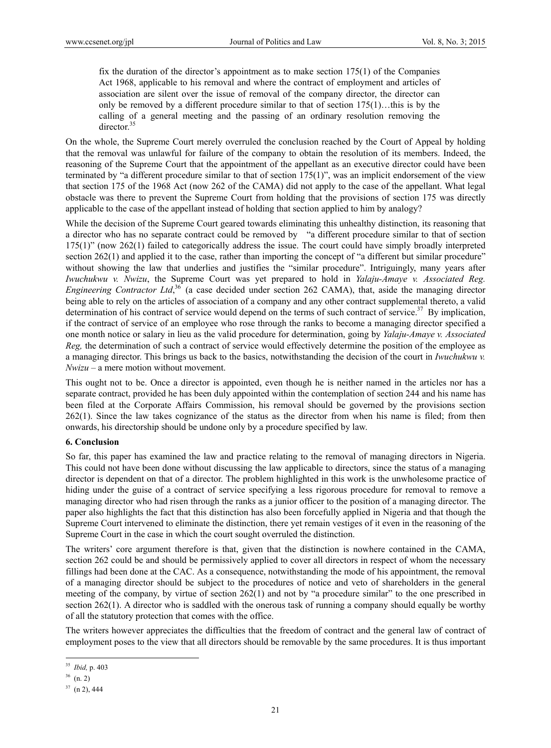> fix the duration of the director's appointment as to make section 175(1) of the Companies Act 1968, applicable to his removal and where the contract of employment and articles of association are silent over the issue of removal of the company director, the director can only be removed by a different procedure similar to that of section 175(1)…this is by the calling of a general meeting and the passing of an ordinary resolution removing the director.[35]

On the whole, the Supreme Court merely overruled the conclusion reached by the Court of Appeal by holding that the removal was unlawful for failure of the company to obtain the resolution of its members. Indeed, the reasoning of the Supreme Court that the appointment of the appellant as an executive director could have been terminated by "a different procedure similar to that of section 175(1)", was an implicit endorsement of the view that section 175 of the 1968 Act (now 262 of the CAMA) did not apply to the case of the appellant. What legal obstacle was there to prevent the Supreme Court from holding that the provisions of section 175 was directly applicable to the case of the appellant instead of holding that section applied to him by analogy?

While the decision of the Supreme Court geared towards eliminating this unhealthy distinction, its reasoning that a director who has no separate contract could be removed by "a different procedure similar to that of section 175(1)" (now 262(1) failed to categorically address the issue. The court could have simply broadly interpreted section 262(1) and applied it to the case, rather than importing the concept of "a different but similar procedure" without showing the law that underlies and justifies the "similar procedure". Intriguingly, many years after *Iwuchukwu v. Nwizu*, the Supreme Court was yet prepared to hold in *Yalaju-Amaye v. Associated Reg. Engineering Contractor Ltd*,[36] (a case decided under section 262 CAMA), that, aside the managing director being able to rely on the articles of association of a company and any other contract supplemental thereto, a valid determination of his contract of service would depend on the terms of such contract of service.[37] By implication, if the contract of service of an employee who rose through the ranks to become a managing director specified a one month notice or salary in lieu as the valid procedure for determination, going by *Yalaju-Amaye v. Associated Reg,* the determination of such a contract of service would effectively determine the position of the employee as a managing director. This brings us back to the basics, notwithstanding the decision of the court in *Iwuchukwu v. Nwizu* – a mere motion without movement.

This ought not to be. Once a director is appointed, even though he is neither named in the articles nor has a separate contract, provided he has been duly appointed within the contemplation of section 244 and his name has been filed at the Corporate Affairs Commission, his removal should be governed by the provisions section 262(1). Since the law takes cognizance of the status as the director from when his name is filed; from then onwards, his directorship should be undone only by a procedure specified by law.

## 6. Conclusion

So far, this paper has examined the law and practice relating to the removal of managing directors in Nigeria. This could not have been done without discussing the law applicable to directors, since the status of a managing director is dependent on that of a director. The problem highlighted in this work is the unwholesome practice of hiding under the guise of a contract of service specifying a less rigorous procedure for removal to remove a managing director who had risen through the ranks as a junior officer to the position of a managing director. The paper also highlights the fact that this distinction has also been forcefully applied in Nigeria and that though the Supreme Court intervened to eliminate the distinction, there yet remain vestiges of it even in the reasoning of the Supreme Court in the case in which the court sought overruled the distinction.

The writers' core argument therefore is that, given that the distinction is nowhere contained in the CAMA, section 262 could be and should be permissively applied to cover all directors in respect of whom the necessary fillings had been done at the CAC. As a consequence, notwithstanding the mode of his appointment, the removal of a managing director should be subject to the procedures of notice and veto of shareholders in the general meeting of the company, by virtue of section 262(1) and not by "a procedure similar" to the one prescribed in section 262(1). A director who is saddled with the onerous task of running a company should equally be worthy of all the statutory protection that comes with the office.

The writers however appreciates the difficulties that the freedom of contract and the general law of contract of employment poses to the view that all directors should be removable by the same procedures. It is thus important

---

[35] *Ibid,* p. 403

[36] (n. 2)

[37] (n 2), 444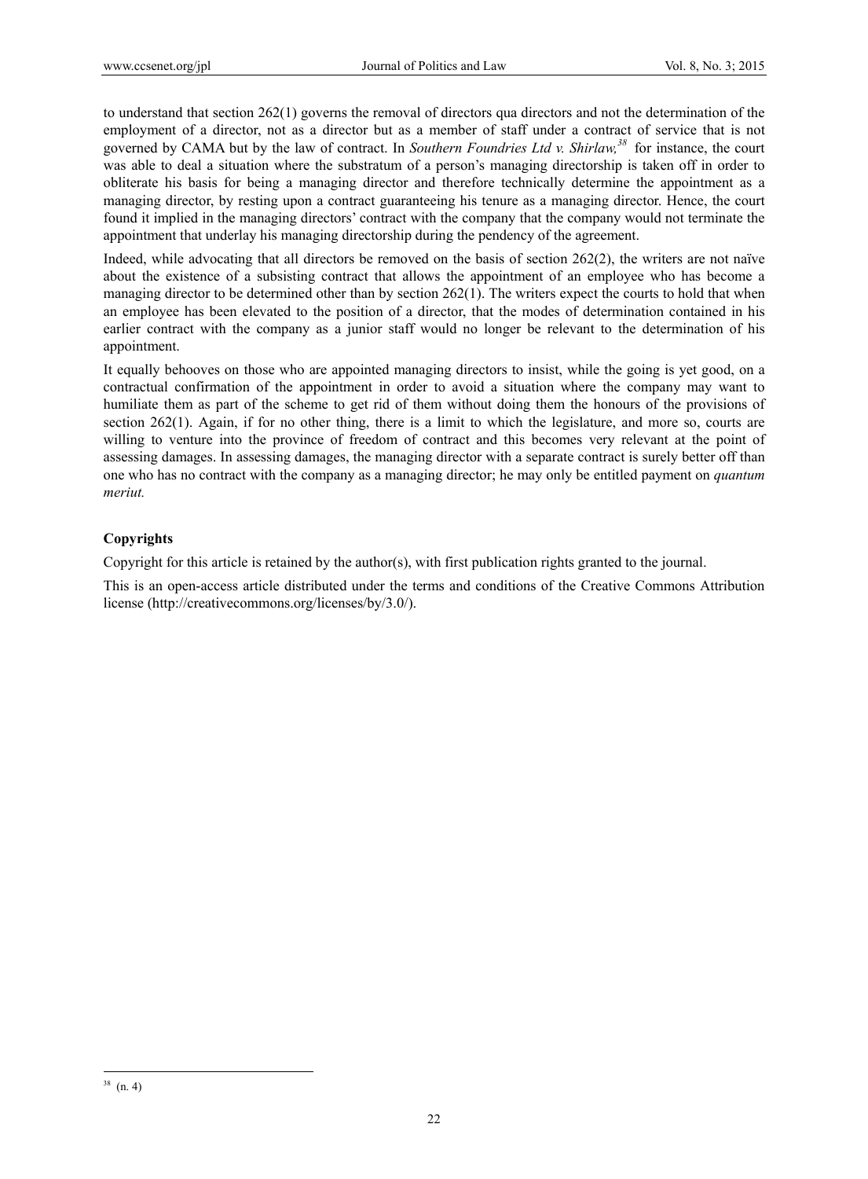to understand that section 262(1) governs the removal of directors qua directors and not the determination of the employment of a director, not as a director but as a member of staff under a contract of service that is not governed by CAMA but by the law of contract. In *Southern Foundries Ltd v. Shirlaw,*[38] for instance, the court was able to deal a situation where the substratum of a person's managing directorship is taken off in order to obliterate his basis for being a managing director and therefore technically determine the appointment as a managing director, by resting upon a contract guaranteeing his tenure as a managing director. Hence, the court found it implied in the managing directors' contract with the company that the company would not terminate the appointment that underlay his managing directorship during the pendency of the agreement.

Indeed, while advocating that all directors be removed on the basis of section 262(2), the writers are not naïve about the existence of a subsisting contract that allows the appointment of an employee who has become a managing director to be determined other than by section 262(1). The writers expect the courts to hold that when an employee has been elevated to the position of a director, that the modes of determination contained in his earlier contract with the company as a junior staff would no longer be relevant to the determination of his appointment.

It equally behooves on those who are appointed managing directors to insist, while the going is yet good, on a contractual confirmation of the appointment in order to avoid a situation where the company may want to humiliate them as part of the scheme to get rid of them without doing them the honours of the provisions of section 262(1). Again, if for no other thing, there is a limit to which the legislature, and more so, courts are willing to venture into the province of freedom of contract and this becomes very relevant at the point of assessing damages. In assessing damages, the managing director with a separate contract is surely better off than one who has no contract with the company as a managing director; he may only be entitled payment on *quantum meriut.*

**Copyrights**

Copyright for this article is retained by the author(s), with first publication rights granted to the journal.

This is an open-access article distributed under the terms and conditions of the Creative Commons Attribution license (http://creativecommons.org/licenses/by/3.0/).

[38] (n. 4)